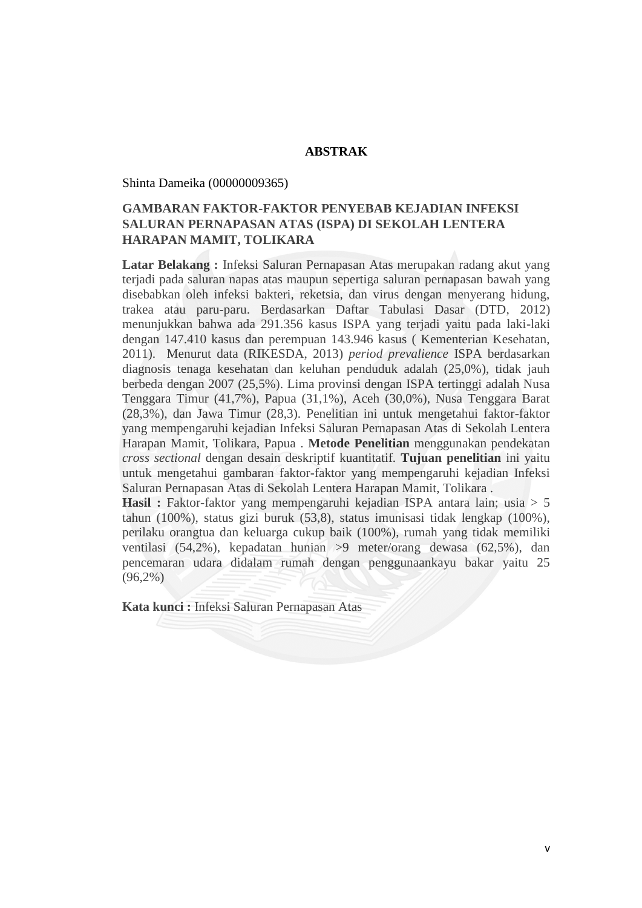# ABSTRAK

Shinta Dameika (00000009365)

**GAMBARAN FAKTOR-FAKTOR PENYEBAB KEJADIAN INFEKSI SALURAN PERNAPASAN ATAS (ISPA) DI SEKOLAH LENTERA HARAPAN MAMIT, TOLIKARA**

**Latar Belakang :** Infeksi Saluran Pernapasan Atas merupakan radang akut yang terjadi pada saluran napas atas maupun sepertiga saluran pernapasan bawah yang disebabkan oleh infeksi bakteri, reketsia, dan virus dengan menyerang hidung, trakea atau paru-paru. Berdasarkan Daftar Tabulasi Dasar (DTD, 2012) menunjukkan bahwa ada 291.356 kasus ISPA yang terjadi yaitu pada laki-laki dengan 147.410 kasus dan perempuan 143.946 kasus ( Kementerian Kesehatan, 2011). Menurut data (RIKESDA, 2013) *period prevalience* ISPA berdasarkan diagnosis tenaga kesehatan dan keluhan penduduk adalah (25,0%), tidak jauh berbeda dengan 2007 (25,5%). Lima provinsi dengan ISPA tertinggi adalah Nusa Tenggara Timur (41,7%), Papua (31,1%), Aceh (30,0%), Nusa Tenggara Barat (28,3%), dan Jawa Timur (28,3). Penelitian ini untuk mengetahui faktor-faktor yang mempengaruhi kejadian Infeksi Saluran Pernapasan Atas di Sekolah Lentera Harapan Mamit, Tolikara, Papua . **Metode Penelitian** menggunakan pendekatan *cross sectional* dengan desain deskriptif kuantitatif. **Tujuan penelitian** ini yaitu untuk mengetahui gambaran faktor-faktor yang mempengaruhi kejadian Infeksi Saluran Pernapasan Atas di Sekolah Lentera Harapan Mamit, Tolikara .
**Hasil :** Faktor-faktor yang mempengaruhi kejadian ISPA antara lain; usia > 5 tahun (100%), status gizi buruk (53,8), status imunisasi tidak lengkap (100%), perilaku orangtua dan keluarga cukup baik (100%), rumah yang tidak memiliki ventilasi (54,2%), kepadatan hunian >9 meter/orang dewasa (62,5%), dan pencemaran udara didalam rumah dengan penggunaankayu bakar yaitu 25 (96,2%)

**Kata kunci :** Infeksi Saluran Pernapasan Atas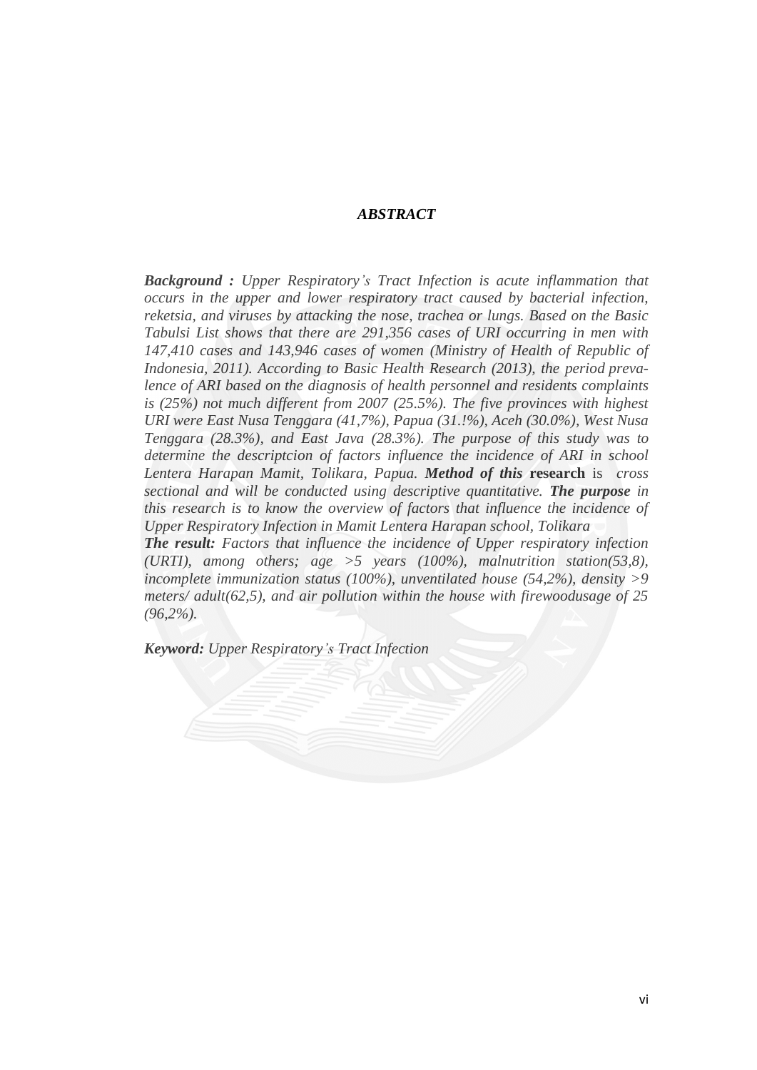# *ABSTRACT*

***Background :*** *Upper Respiratory's Tract Infection is acute inflammation that occurs in the upper and lower respiratory tract caused by bacterial infection, reketsia, and viruses by attacking the nose, trachea or lungs. Based on the Basic Tabulsi List shows that there are 291,356 cases of URI occurring in men with 147,410 cases and 143,946 cases of women (Ministry of Health of Republic of Indonesia, 2011). According to Basic Health Research (2013), the period prevalence of ARI based on the diagnosis of health personnel and residents complaints is (25%) not much different from 2007 (25.5%). The five provinces with highest URI were East Nusa Tenggara (41,7%), Papua (31.!%), Aceh (30.0%), West Nusa Tenggara (28.3%), and East Java (28.3%). The purpose of this study was to determine the descriptcion of factors influence the incidence of ARI in school Lentera Harapan Mamit, Tolikara, Papua.* ***Method of this*** **research** is *cross sectional and will be conducted using descriptive quantitative.* ***The purpose*** *in this research is to know the overview of factors that influence the incidence of Upper Respiratory Infection in Mamit Lentera Harapan school, Tolikara*

***The result:*** *Factors that influence the incidence of Upper respiratory infection (URTI), among others; age >5 years (100%), malnutrition station(53,8), incomplete immunization status (100%), unventilated house (54,2%), density >9 meters/ adult(62,5), and air pollution within the house with firewoodusage of 25 (96,2%).*

***Keyword:*** *Upper Respiratory's Tract Infection*